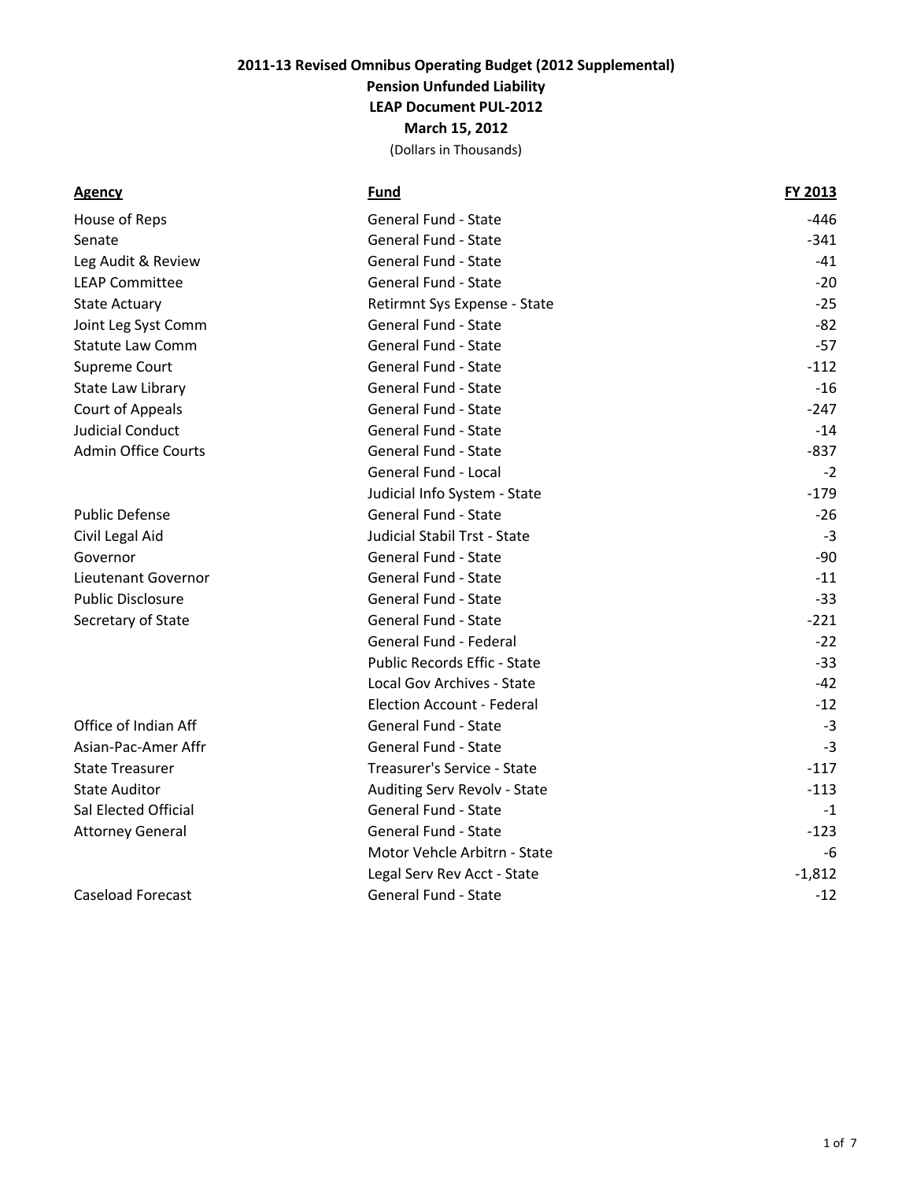**2011-13 Revised Omnibus Operating Budget (2012 Supplemental)**
**Pension Unfunded Liability**
**LEAP Document PUL-2012**
**March 15, 2012**
(Dollars in Thousands)

| Agency | Fund | FY 2013 |
|---|---|---|
| House of Reps | General Fund - State | -446 |
| Senate | General Fund - State | -341 |
| Leg Audit & Review | General Fund - State | -41 |
| LEAP Committee | General Fund - State | -20 |
| State Actuary | Retirmnt Sys Expense - State | -25 |
| Joint Leg Syst Comm | General Fund - State | -82 |
| Statute Law Comm | General Fund - State | -57 |
| Supreme Court | General Fund - State | -112 |
| State Law Library | General Fund - State | -16 |
| Court of Appeals | General Fund - State | -247 |
| Judicial Conduct | General Fund - State | -14 |
| Admin Office Courts | General Fund - State | -837 |
| | General Fund - Local | -2 |
| | Judicial Info System - State | -179 |
| Public Defense | General Fund - State | -26 |
| Civil Legal Aid | Judicial Stabil Trst - State | -3 |
| Governor | General Fund - State | -90 |
| Lieutenant Governor | General Fund - State | -11 |
| Public Disclosure | General Fund - State | -33 |
| Secretary of State | General Fund - State | -221 |
| | General Fund - Federal | -22 |
| | Public Records Effic - State | -33 |
| | Local Gov Archives - State | -42 |
| | Election Account - Federal | -12 |
| Office of Indian Aff | General Fund - State | -3 |
| Asian-Pac-Amer Affr | General Fund - State | -3 |
| State Treasurer | Treasurer's Service - State | -117 |
| State Auditor | Auditing Serv Revolv - State | -113 |
| Sal Elected Official | General Fund - State | -1 |
| Attorney General | General Fund - State | -123 |
| | Motor Vehcle Arbitrn - State | -6 |
| | Legal Serv Rev Acct - State | -1,812 |
| Caseload Forecast | General Fund - State | -12 |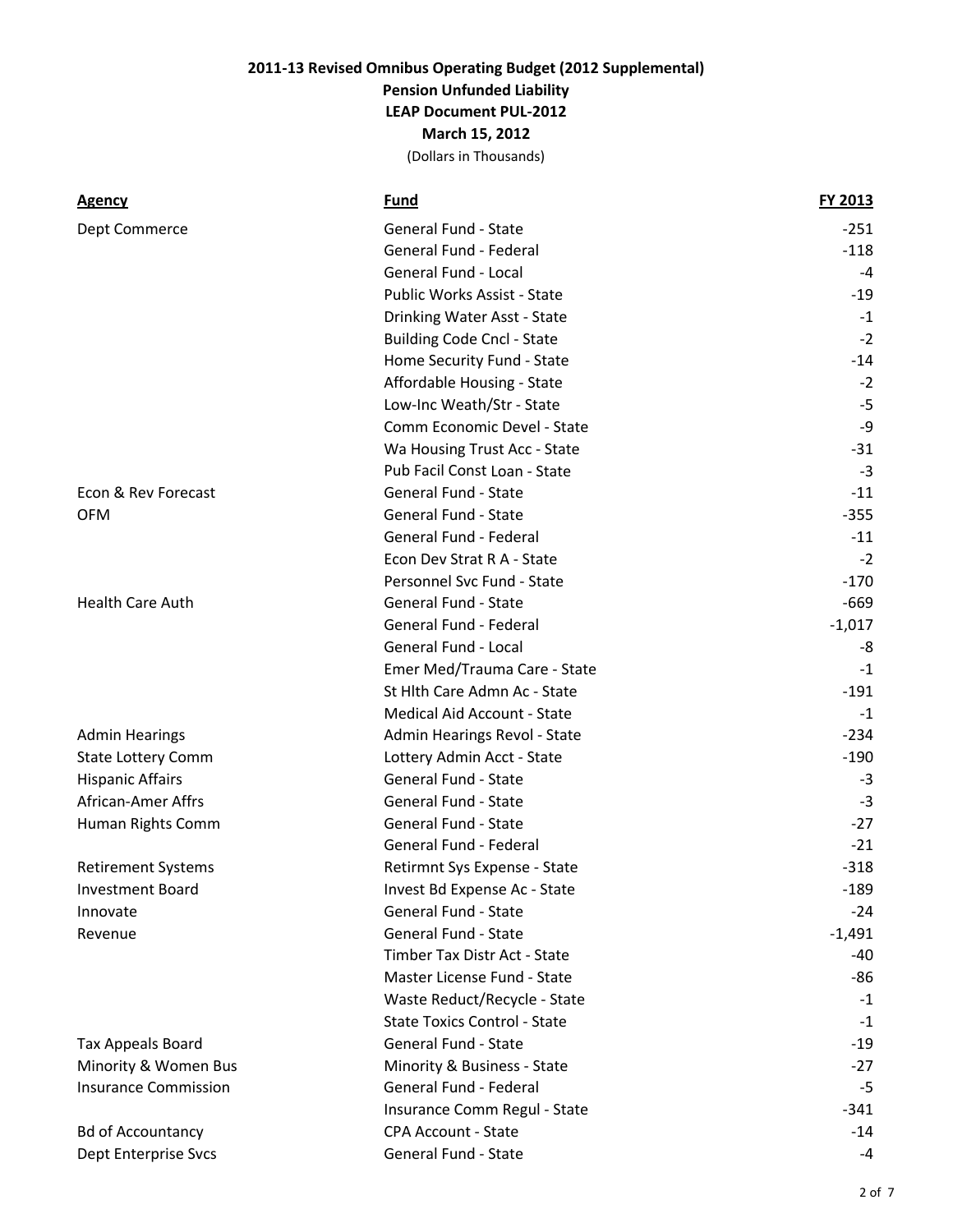**2011-13 Revised Omnibus Operating Budget (2012 Supplemental)**
**Pension Unfunded Liability**
**LEAP Document PUL-2012**
**March 15, 2012**
(Dollars in Thousands)

| Agency | Fund | FY 2013 |
|---|---|---|
| Dept Commerce | General Fund - State | -251 |
| | General Fund - Federal | -118 |
| | General Fund - Local | -4 |
| | Public Works Assist - State | -19 |
| | Drinking Water Asst - State | -1 |
| | Building Code Cncl - State | -2 |
| | Home Security Fund - State | -14 |
| | Affordable Housing - State | -2 |
| | Low-Inc Weath/Str - State | -5 |
| | Comm Economic Devel - State | -9 |
| | Wa Housing Trust Acc - State | -31 |
| | Pub Facil Const Loan - State | -3 |
| Econ & Rev Forecast | General Fund - State | -11 |
| OFM | General Fund - State | -355 |
| | General Fund - Federal | -11 |
| | Econ Dev Strat R A - State | -2 |
| | Personnel Svc Fund - State | -170 |
| Health Care Auth | General Fund - State | -669 |
| | General Fund - Federal | -1,017 |
| | General Fund - Local | -8 |
| | Emer Med/Trauma Care - State | -1 |
| | St Hlth Care Admn Ac - State | -191 |
| | Medical Aid Account - State | -1 |
| Admin Hearings | Admin Hearings Revol - State | -234 |
| State Lottery Comm | Lottery Admin Acct - State | -190 |
| Hispanic Affairs | General Fund - State | -3 |
| African-Amer Affrs | General Fund - State | -3 |
| Human Rights Comm | General Fund - State | -27 |
| | General Fund - Federal | -21 |
| Retirement Systems | Retirmnt Sys Expense - State | -318 |
| Investment Board | Invest Bd Expense Ac - State | -189 |
| Innovate | General Fund - State | -24 |
| Revenue | General Fund - State | -1,491 |
| | Timber Tax Distr Act - State | -40 |
| | Master License Fund - State | -86 |
| | Waste Reduct/Recycle - State | -1 |
| | State Toxics Control - State | -1 |
| Tax Appeals Board | General Fund - State | -19 |
| Minority & Women Bus | Minority & Business - State | -27 |
| Insurance Commission | General Fund - Federal | -5 |
| | Insurance Comm Regul - State | -341 |
| Bd of Accountancy | CPA Account - State | -14 |
| Dept Enterprise Svcs | General Fund - State | -4 |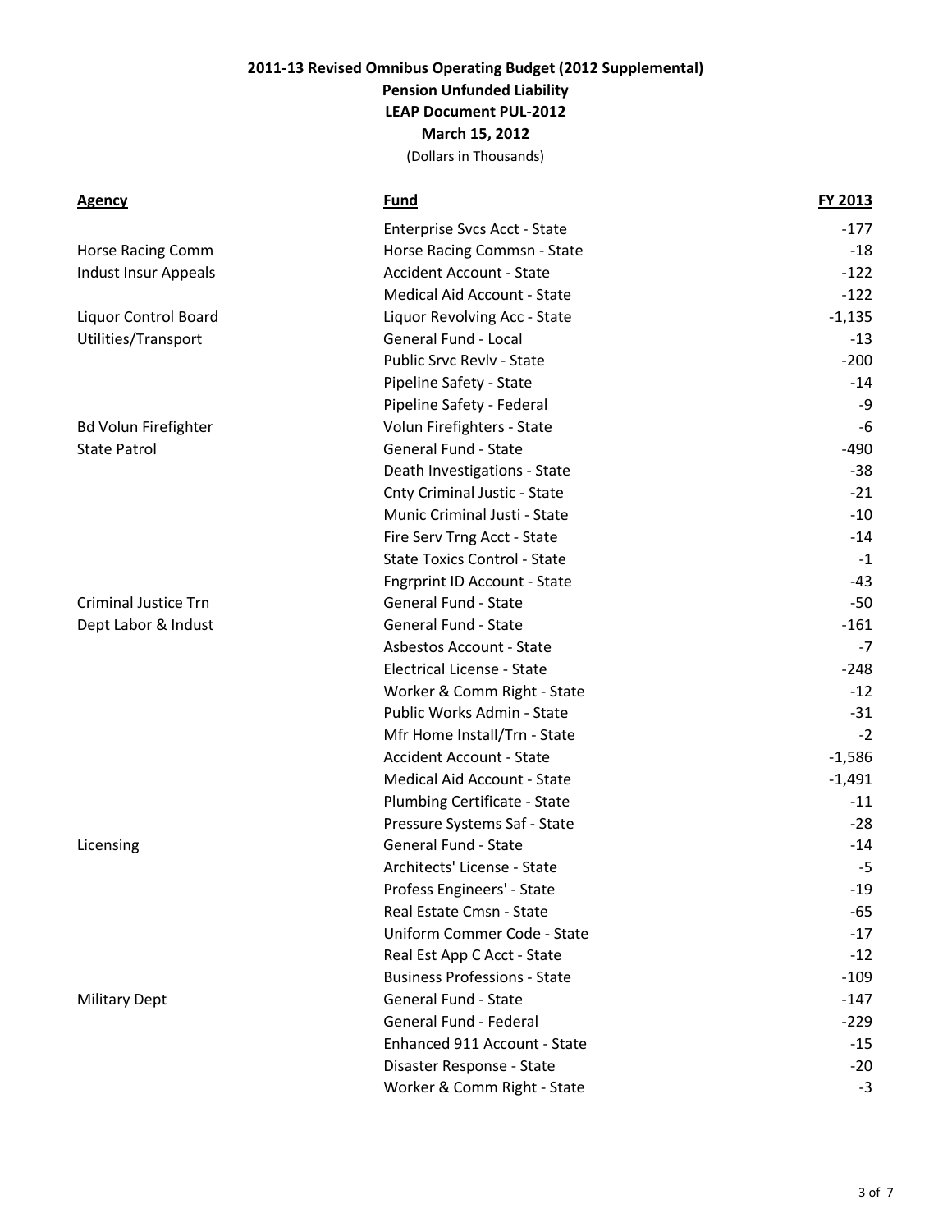**2011-13 Revised Omnibus Operating Budget (2012 Supplemental)**
**Pension Unfunded Liability**
**LEAP Document PUL-2012**
**March 15, 2012**
(Dollars in Thousands)

| Agency | Fund | FY 2013 |
|---|---|---|
| | Enterprise Svcs Acct - State | -177 |
| Horse Racing Comm | Horse Racing Commsn - State | -18 |
| Indust Insur Appeals | Accident Account - State | -122 |
| | Medical Aid Account - State | -122 |
| Liquor Control Board | Liquor Revolving Acc - State | -1,135 |
| Utilities/Transport | General Fund - Local | -13 |
| | Public Srvc Revlv - State | -200 |
| | Pipeline Safety - State | -14 |
| | Pipeline Safety - Federal | -9 |
| Bd Volun Firefighter | Volun Firefighters - State | -6 |
| State Patrol | General Fund - State | -490 |
| | Death Investigations - State | -38 |
| | Cnty Criminal Justic - State | -21 |
| | Munic Criminal Justi - State | -10 |
| | Fire Serv Trng Acct - State | -14 |
| | State Toxics Control - State | -1 |
| | Fngrprint ID Account - State | -43 |
| Criminal Justice Trn | General Fund - State | -50 |
| Dept Labor & Indust | General Fund - State | -161 |
| | Asbestos Account - State | -7 |
| | Electrical License - State | -248 |
| | Worker & Comm Right - State | -12 |
| | Public Works Admin - State | -31 |
| | Mfr Home Install/Trn - State | -2 |
| | Accident Account - State | -1,586 |
| | Medical Aid Account - State | -1,491 |
| | Plumbing Certificate - State | -11 |
| | Pressure Systems Saf - State | -28 |
| Licensing | General Fund - State | -14 |
| | Architects' License - State | -5 |
| | Profess Engineers' - State | -19 |
| | Real Estate Cmsn - State | -65 |
| | Uniform Commer Code - State | -17 |
| | Real Est App C Acct - State | -12 |
| | Business Professions - State | -109 |
| Military Dept | General Fund - State | -147 |
| | General Fund - Federal | -229 |
| | Enhanced 911 Account - State | -15 |
| | Disaster Response - State | -20 |
| | Worker & Comm Right - State | -3 |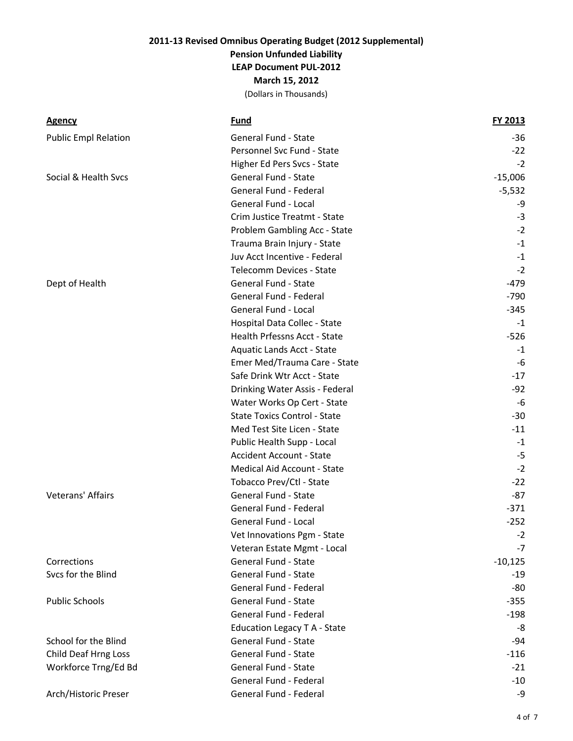## 2011-13 Revised Omnibus Operating Budget (2012 Supplemental)
## Pension Unfunded Liability
## LEAP Document PUL-2012
## March 15, 2012

(Dollars in Thousands)

| Agency | Fund | FY 2013 |
|---|---|---|
| Public Empl Relation | General Fund - State | -36 |
| | Personnel Svc Fund - State | -22 |
| | Higher Ed Pers Svcs - State | -2 |
| Social & Health Svcs | General Fund - State | -15,006 |
| | General Fund - Federal | -5,532 |
| | General Fund - Local | -9 |
| | Crim Justice Treatmt - State | -3 |
| | Problem Gambling Acc - State | -2 |
| | Trauma Brain Injury - State | -1 |
| | Juv Acct Incentive - Federal | -1 |
| | Telecomm Devices - State | -2 |
| Dept of Health | General Fund - State | -479 |
| | General Fund - Federal | -790 |
| | General Fund - Local | -345 |
| | Hospital Data Collec - State | -1 |
| | Health Prfessns Acct - State | -526 |
| | Aquatic Lands Acct - State | -1 |
| | Emer Med/Trauma Care - State | -6 |
| | Safe Drink Wtr Acct - State | -17 |
| | Drinking Water Assis - Federal | -92 |
| | Water Works Op Cert - State | -6 |
| | State Toxics Control - State | -30 |
| | Med Test Site Licen - State | -11 |
| | Public Health Supp - Local | -1 |
| | Accident Account - State | -5 |
| | Medical Aid Account - State | -2 |
| | Tobacco Prev/Ctl - State | -22 |
| Veterans' Affairs | General Fund - State | -87 |
| | General Fund - Federal | -371 |
| | General Fund - Local | -252 |
| | Vet Innovations Pgm - State | -2 |
| | Veteran Estate Mgmt - Local | -7 |
| Corrections | General Fund - State | -10,125 |
| Svcs for the Blind | General Fund - State | -19 |
| | General Fund - Federal | -80 |
| Public Schools | General Fund - State | -355 |
| | General Fund - Federal | -198 |
| | Education Legacy T A - State | -8 |
| School for the Blind | General Fund - State | -94 |
| Child Deaf Hrng Loss | General Fund - State | -116 |
| Workforce Trng/Ed Bd | General Fund - State | -21 |
| | General Fund - Federal | -10 |
| Arch/Historic Preser | General Fund - Federal | -9 |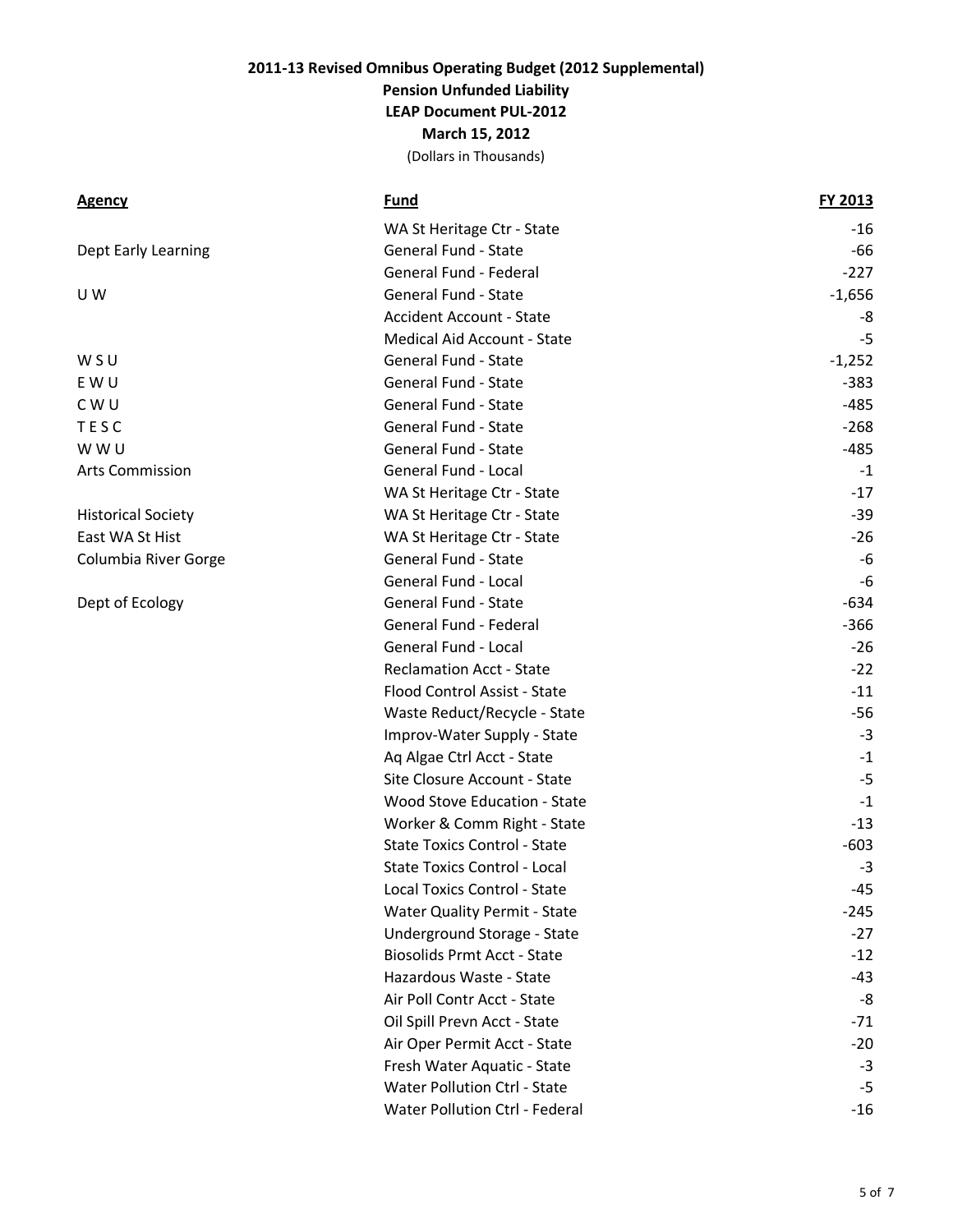**2011-13 Revised Omnibus Operating Budget (2012 Supplemental)**
**Pension Unfunded Liability**
**LEAP Document PUL-2012**
**March 15, 2012**
(Dollars in Thousands)

| Agency | Fund | FY 2013 |
|---|---|---|
| | WA St Heritage Ctr - State | -16 |
| Dept Early Learning | General Fund - State | -66 |
| | General Fund - Federal | -227 |
| U W | General Fund - State | -1,656 |
| | Accident Account - State | -8 |
| | Medical Aid Account - State | -5 |
| W S U | General Fund - State | -1,252 |
| E W U | General Fund - State | -383 |
| C W U | General Fund - State | -485 |
| T E S C | General Fund - State | -268 |
| W W U | General Fund - State | -485 |
| Arts Commission | General Fund - Local | -1 |
| | WA St Heritage Ctr - State | -17 |
| Historical Society | WA St Heritage Ctr - State | -39 |
| East WA St Hist | WA St Heritage Ctr - State | -26 |
| Columbia River Gorge | General Fund - State | -6 |
| | General Fund - Local | -6 |
| Dept of Ecology | General Fund - State | -634 |
| | General Fund - Federal | -366 |
| | General Fund - Local | -26 |
| | Reclamation Acct - State | -22 |
| | Flood Control Assist - State | -11 |
| | Waste Reduct/Recycle - State | -56 |
| | Improv-Water Supply - State | -3 |
| | Aq Algae Ctrl Acct - State | -1 |
| | Site Closure Account - State | -5 |
| | Wood Stove Education - State | -1 |
| | Worker & Comm Right - State | -13 |
| | State Toxics Control - State | -603 |
| | State Toxics Control - Local | -3 |
| | Local Toxics Control - State | -45 |
| | Water Quality Permit - State | -245 |
| | Underground Storage - State | -27 |
| | Biosolids Prmt Acct - State | -12 |
| | Hazardous Waste - State | -43 |
| | Air Poll Contr Acct - State | -8 |
| | Oil Spill Prevn Acct - State | -71 |
| | Air Oper Permit Acct - State | -20 |
| | Fresh Water Aquatic - State | -3 |
| | Water Pollution Ctrl - State | -5 |
| | Water Pollution Ctrl - Federal | -16 |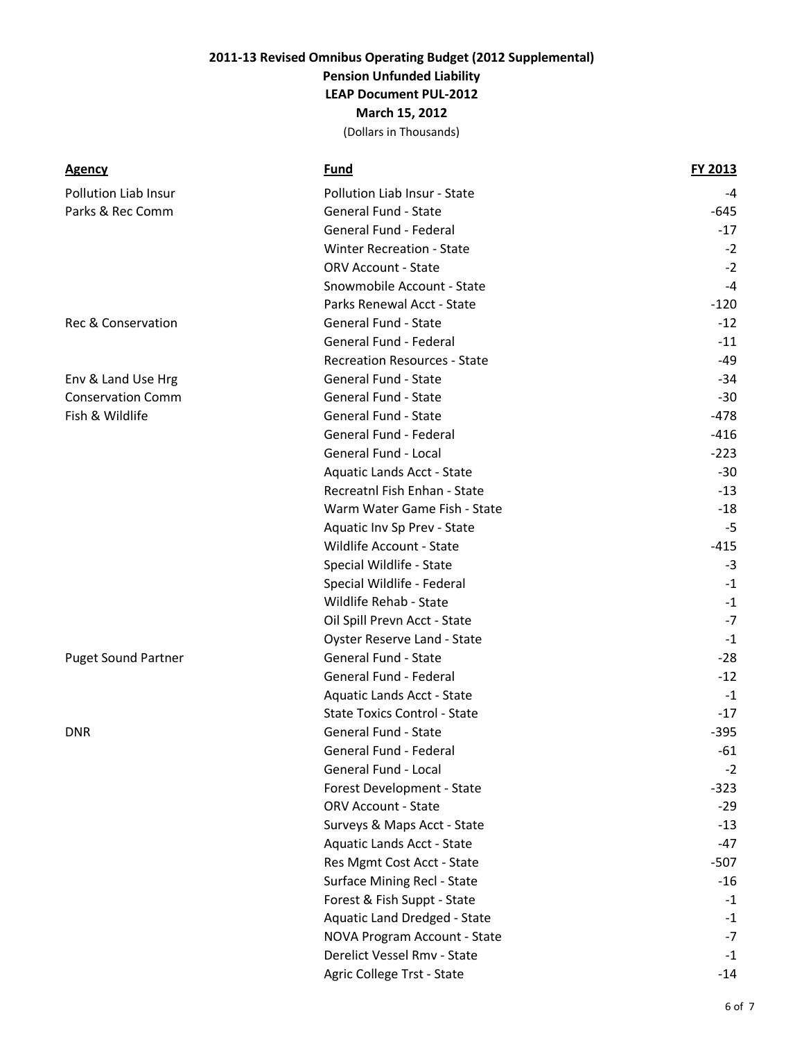**2011-13 Revised Omnibus Operating Budget (2012 Supplemental)**
**Pension Unfunded Liability**
**LEAP Document PUL-2012**
**March 15, 2012**
(Dollars in Thousands)

| Agency | Fund | FY 2013 |
|---|---|---|
| Pollution Liab Insur | Pollution Liab Insur - State | -4 |
| Parks & Rec Comm | General Fund - State | -645 |
| | General Fund - Federal | -17 |
| | Winter Recreation - State | -2 |
| | ORV Account - State | -2 |
| | Snowmobile Account - State | -4 |
| | Parks Renewal Acct - State | -120 |
| Rec & Conservation | General Fund - State | -12 |
| | General Fund - Federal | -11 |
| | Recreation Resources - State | -49 |
| Env & Land Use Hrg | General Fund - State | -34 |
| Conservation Comm | General Fund - State | -30 |
| Fish & Wildlife | General Fund - State | -478 |
| | General Fund - Federal | -416 |
| | General Fund - Local | -223 |
| | Aquatic Lands Acct - State | -30 |
| | Recreatnl Fish Enhan - State | -13 |
| | Warm Water Game Fish - State | -18 |
| | Aquatic Inv Sp Prev - State | -5 |
| | Wildlife Account - State | -415 |
| | Special Wildlife - State | -3 |
| | Special Wildlife - Federal | -1 |
| | Wildlife Rehab - State | -1 |
| | Oil Spill Prevn Acct - State | -7 |
| | Oyster Reserve Land - State | -1 |
| Puget Sound Partner | General Fund - State | -28 |
| | General Fund - Federal | -12 |
| | Aquatic Lands Acct - State | -1 |
| | State Toxics Control - State | -17 |
| DNR | General Fund - State | -395 |
| | General Fund - Federal | -61 |
| | General Fund - Local | -2 |
| | Forest Development - State | -323 |
| | ORV Account - State | -29 |
| | Surveys & Maps Acct - State | -13 |
| | Aquatic Lands Acct - State | -47 |
| | Res Mgmt Cost Acct - State | -507 |
| | Surface Mining Recl - State | -16 |
| | Forest & Fish Suppt - State | -1 |
| | Aquatic Land Dredged - State | -1 |
| | NOVA Program Account - State | -7 |
| | Derelict Vessel Rmv - State | -1 |
| | Agric College Trst - State | -14 |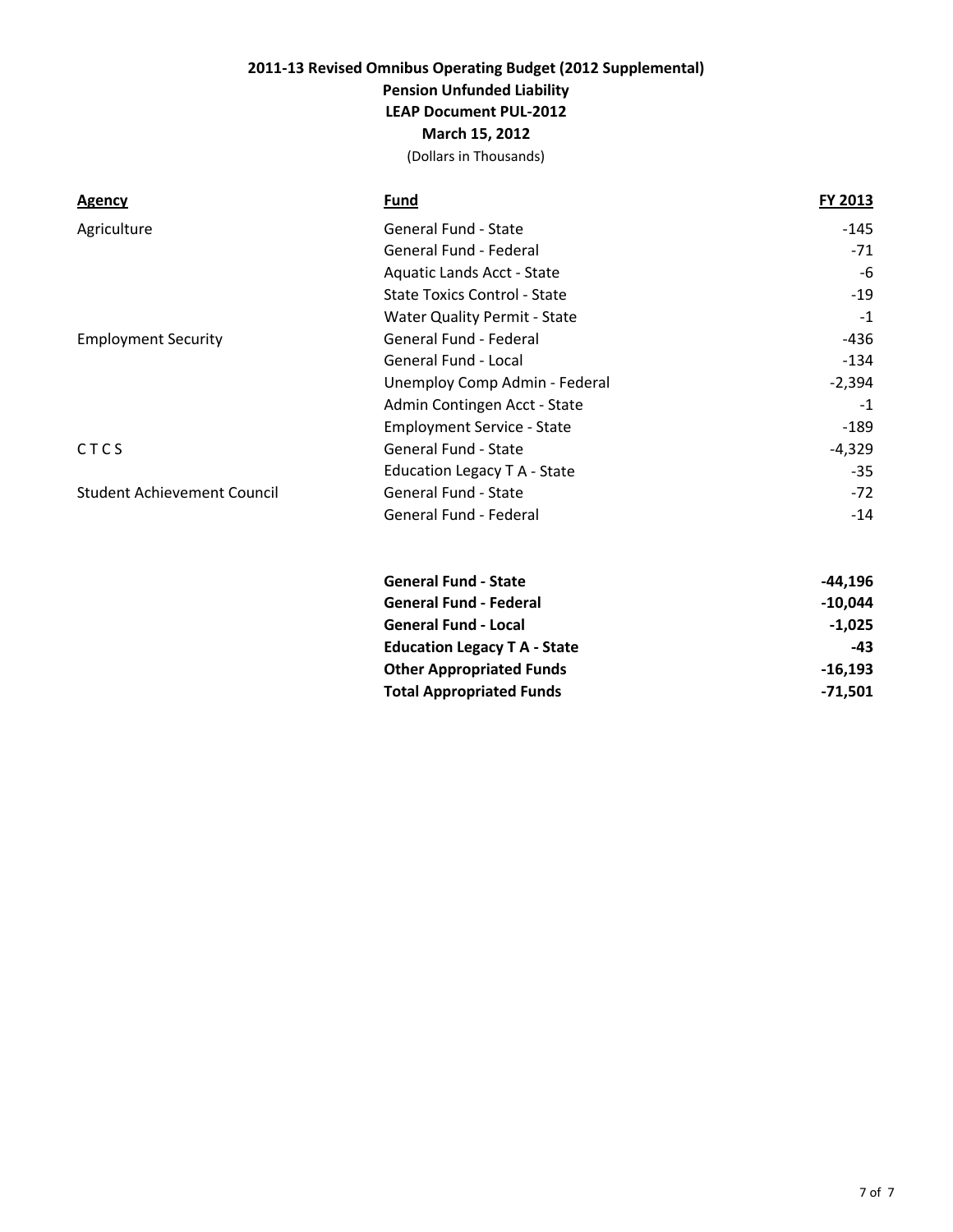**2011-13 Revised Omnibus Operating Budget (2012 Supplemental)**
**Pension Unfunded Liability**
**LEAP Document PUL-2012**
**March 15, 2012**
(Dollars in Thousands)

| Agency | Fund | FY 2013 |
|---|---|---|
| Agriculture | General Fund - State | -145 |
| | General Fund - Federal | -71 |
| | Aquatic Lands Acct - State | -6 |
| | State Toxics Control - State | -19 |
| | Water Quality Permit - State | -1 |
| Employment Security | General Fund - Federal | -436 |
| | General Fund - Local | -134 |
| | Unemploy Comp Admin - Federal | -2,394 |
| | Admin Contingen Acct - State | -1 |
| | Employment Service - State | -189 |
| C T C S | General Fund - State | -4,329 |
| | Education Legacy T A - State | -35 |
| Student Achievement Council | General Fund - State | -72 |
| | General Fund - Federal | -14 |
| | | |
| | **General Fund - State** | **-44,196** |
| | **General Fund - Federal** | **-10,044** |
| | **General Fund - Local** | **-1,025** |
| | **Education Legacy T A - State** | **-43** |
| | **Other Appropriated Funds** | **-16,193** |
| | **Total Appropriated Funds** | **-71,501** |